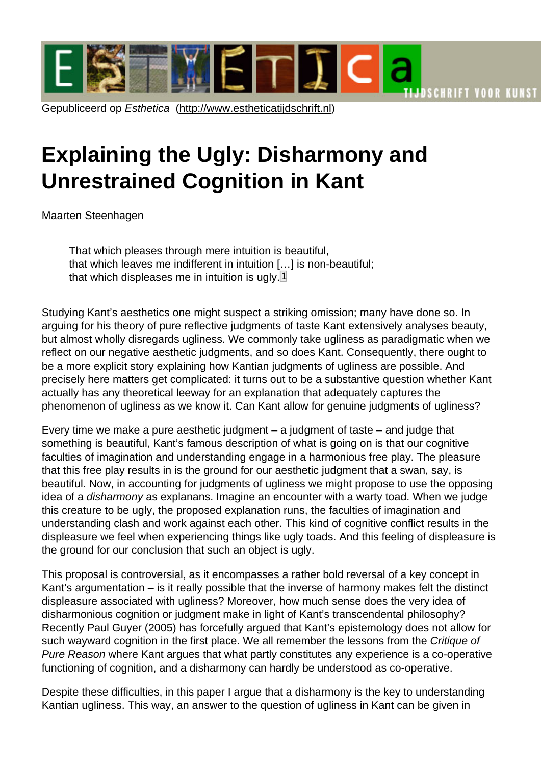Gepubliceerd op *Esthetica* (http://www.estheticatijdschrift.nl)

# Explaining the Ugly: Disharmony and Unrestrained Cognition in Kant

Maarten Steenhagen

> That which pleases through mere intuition is beautiful,
> that which leaves me indifferent in intuition […] is non-beautiful;
> that which displeases me in intuition is ugly.[1]

Studying Kant's aesthetics one might suspect a striking omission; many have done so. In arguing for his theory of pure reflective judgments of taste Kant extensively analyses beauty, but almost wholly disregards ugliness. We commonly take ugliness as paradigmatic when we reflect on our negative aesthetic judgments, and so does Kant. Consequently, there ought to be a more explicit story explaining how Kantian judgments of ugliness are possible. And precisely here matters get complicated: it turns out to be a substantive question whether Kant actually has any theoretical leeway for an explanation that adequately captures the phenomenon of ugliness as we know it. Can Kant allow for genuine judgments of ugliness?

Every time we make a pure aesthetic judgment – a judgment of taste – and judge that something is beautiful, Kant's famous description of what is going on is that our cognitive faculties of imagination and understanding engage in a harmonious free play. The pleasure that this free play results in is the ground for our aesthetic judgment that a swan, say, is beautiful. Now, in accounting for judgments of ugliness we might propose to use the opposing idea of a *disharmony* as explanans. Imagine an encounter with a warty toad. When we judge this creature to be ugly, the proposed explanation runs, the faculties of imagination and understanding clash and work against each other. This kind of cognitive conflict results in the displeasure we feel when experiencing things like ugly toads. And this feeling of displeasure is the ground for our conclusion that such an object is ugly.

This proposal is controversial, as it encompasses a rather bold reversal of a key concept in Kant's argumentation – is it really possible that the inverse of harmony makes felt the distinct displeasure associated with ugliness? Moreover, how much sense does the very idea of disharmonious cognition or judgment make in light of Kant's transcendental philosophy? Recently Paul Guyer (2005) has forcefully argued that Kant's epistemology does not allow for such wayward cognition in the first place. We all remember the lessons from the *Critique of Pure Reason* where Kant argues that what partly constitutes any experience is a co-operative functioning of cognition, and a disharmony can hardly be understood as co-operative.

Despite these difficulties, in this paper I argue that a disharmony is the key to understanding Kantian ugliness. This way, an answer to the question of ugliness in Kant can be given in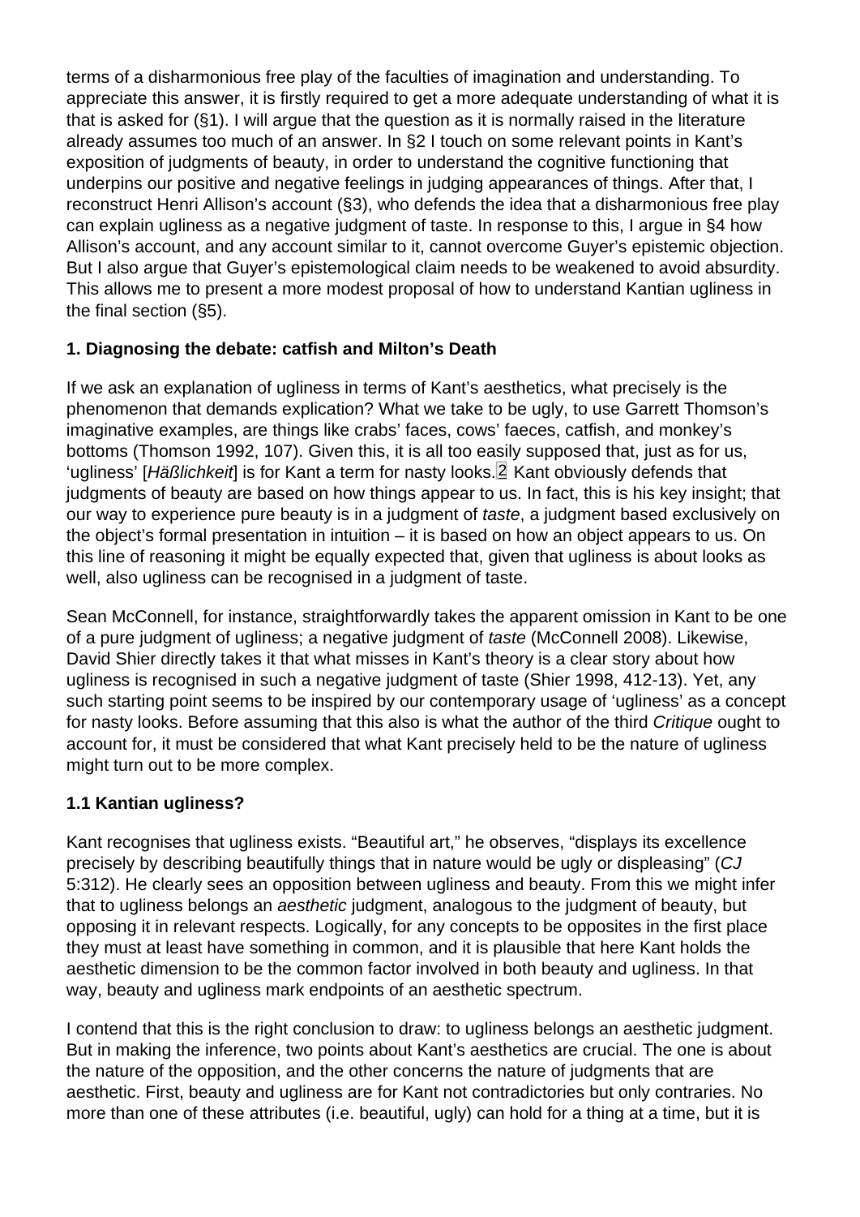terms of a disharmonious free play of the faculties of imagination and understanding. To appreciate this answer, it is firstly required to get a more adequate understanding of what it is that is asked for (§1). I will argue that the question as it is normally raised in the literature already assumes too much of an answer. In §2 I touch on some relevant points in Kant's exposition of judgments of beauty, in order to understand the cognitive functioning that underpins our positive and negative feelings in judging appearances of things. After that, I reconstruct Henri Allison's account (§3), who defends the idea that a disharmonious free play can explain ugliness as a negative judgment of taste. In response to this, I argue in §4 how Allison's account, and any account similar to it, cannot overcome Guyer's epistemic objection. But I also argue that Guyer's epistemological claim needs to be weakened to avoid absurdity. This allows me to present a more modest proposal of how to understand Kantian ugliness in the final section (§5).

### 1. Diagnosing the debate: catfish and Milton's Death

If we ask an explanation of ugliness in terms of Kant's aesthetics, what precisely is the phenomenon that demands explication? What we take to be ugly, to use Garrett Thomson's imaginative examples, are things like crabs' faces, cows' faeces, catfish, and monkey's bottoms (Thomson 1992, 107). Given this, it is all too easily supposed that, just as for us, 'ugliness' [*Häßlichkeit*] is for Kant a term for nasty looks.[2] Kant obviously defends that judgments of beauty are based on how things appear to us. In fact, this is his key insight; that our way to experience pure beauty is in a judgment of *taste*, a judgment based exclusively on the object's formal presentation in intuition – it is based on how an object appears to us. On this line of reasoning it might be equally expected that, given that ugliness is about looks as well, also ugliness can be recognised in a judgment of taste.

Sean McConnell, for instance, straightforwardly takes the apparent omission in Kant to be one of a pure judgment of ugliness; a negative judgment of *taste* (McConnell 2008). Likewise, David Shier directly takes it that what misses in Kant's theory is a clear story about how ugliness is recognised in such a negative judgment of taste (Shier 1998, 412-13). Yet, any such starting point seems to be inspired by our contemporary usage of 'ugliness' as a concept for nasty looks. Before assuming that this also is what the author of the third *Critique* ought to account for, it must be considered that what Kant precisely held to be the nature of ugliness might turn out to be more complex.

#### 1.1 Kantian ugliness?

Kant recognises that ugliness exists. "Beautiful art," he observes, "displays its excellence precisely by describing beautifully things that in nature would be ugly or displeasing" (*CJ* 5:312). He clearly sees an opposition between ugliness and beauty. From this we might infer that to ugliness belongs an *aesthetic* judgment, analogous to the judgment of beauty, but opposing it in relevant respects. Logically, for any concepts to be opposites in the first place they must at least have something in common, and it is plausible that here Kant holds the aesthetic dimension to be the common factor involved in both beauty and ugliness. In that way, beauty and ugliness mark endpoints of an aesthetic spectrum.

I contend that this is the right conclusion to draw: to ugliness belongs an aesthetic judgment. But in making the inference, two points about Kant's aesthetics are crucial. The one is about the nature of the opposition, and the other concerns the nature of judgments that are aesthetic. First, beauty and ugliness are for Kant not contradictories but only contraries. No more than one of these attributes (i.e. beautiful, ugly) can hold for a thing at a time, but it is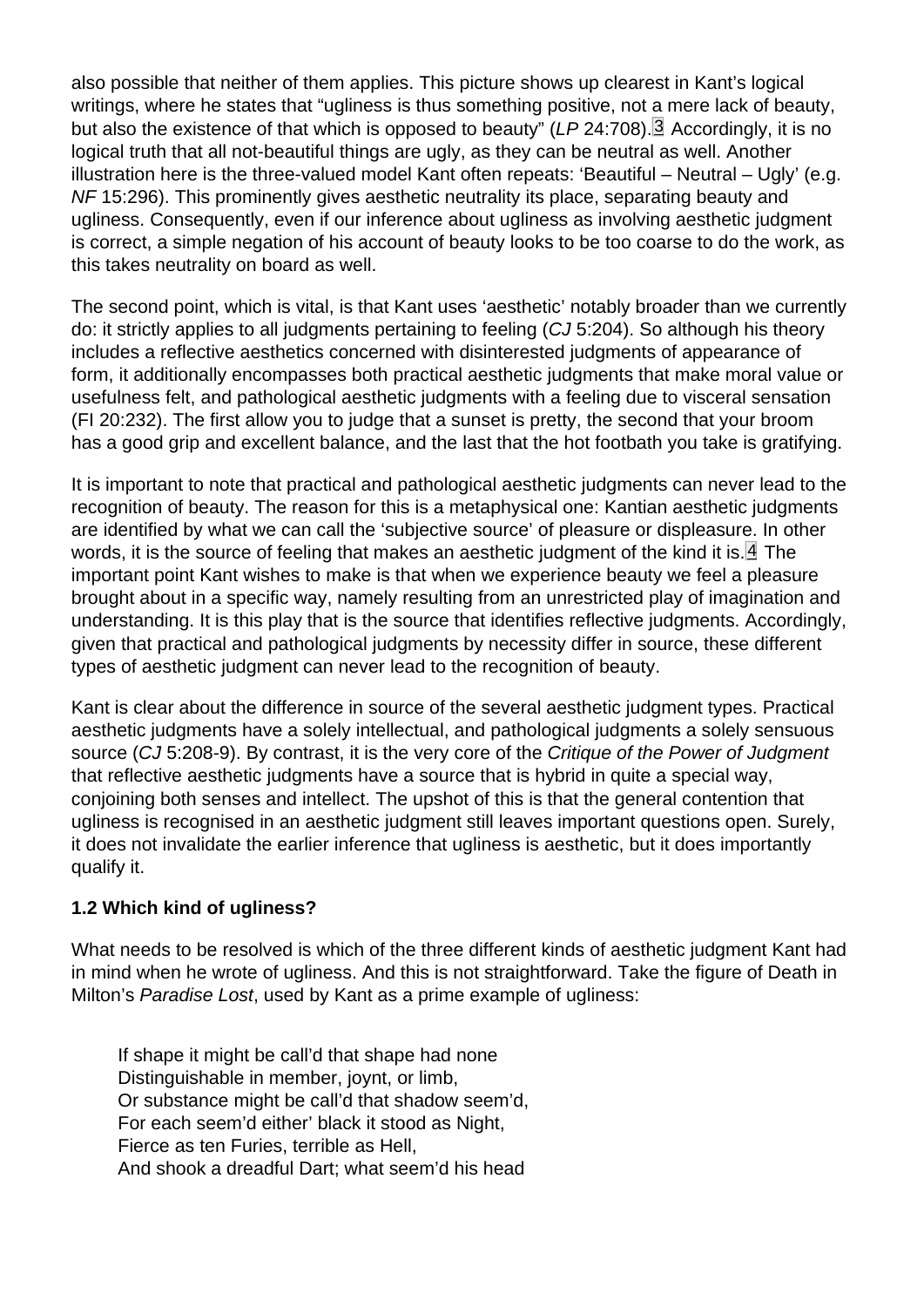also possible that neither of them applies. This picture shows up clearest in Kant's logical writings, where he states that "ugliness is thus something positive, not a mere lack of beauty, but also the existence of that which is opposed to beauty" (*LP* 24:708).[3] Accordingly, it is no logical truth that all not-beautiful things are ugly, as they can be neutral as well. Another illustration here is the three-valued model Kant often repeats: 'Beautiful – Neutral – Ugly' (e.g. *NF* 15:296). This prominently gives aesthetic neutrality its place, separating beauty and ugliness. Consequently, even if our inference about ugliness as involving aesthetic judgment is correct, a simple negation of his account of beauty looks to be too coarse to do the work, as this takes neutrality on board as well.

The second point, which is vital, is that Kant uses 'aesthetic' notably broader than we currently do: it strictly applies to all judgments pertaining to feeling (*CJ* 5:204). So although his theory includes a reflective aesthetics concerned with disinterested judgments of appearance of form, it additionally encompasses both practical aesthetic judgments that make moral value or usefulness felt, and pathological aesthetic judgments with a feeling due to visceral sensation (FI 20:232). The first allow you to judge that a sunset is pretty, the second that your broom has a good grip and excellent balance, and the last that the hot footbath you take is gratifying.

It is important to note that practical and pathological aesthetic judgments can never lead to the recognition of beauty. The reason for this is a metaphysical one: Kantian aesthetic judgments are identified by what we can call the 'subjective source' of pleasure or displeasure. In other words, it is the source of feeling that makes an aesthetic judgment of the kind it is.[4] The important point Kant wishes to make is that when we experience beauty we feel a pleasure brought about in a specific way, namely resulting from an unrestricted play of imagination and understanding. It is this play that is the source that identifies reflective judgments. Accordingly, given that practical and pathological judgments by necessity differ in source, these different types of aesthetic judgment can never lead to the recognition of beauty.

Kant is clear about the difference in source of the several aesthetic judgment types. Practical aesthetic judgments have a solely intellectual, and pathological judgments a solely sensuous source (*CJ* 5:208-9). By contrast, it is the very core of the *Critique of the Power of Judgment* that reflective aesthetic judgments have a source that is hybrid in quite a special way, conjoining both senses and intellect. The upshot of this is that the general contention that ugliness is recognised in an aesthetic judgment still leaves important questions open. Surely, it does not invalidate the earlier inference that ugliness is aesthetic, but it does importantly qualify it.

### 1.2 Which kind of ugliness?

What needs to be resolved is which of the three different kinds of aesthetic judgment Kant had in mind when he wrote of ugliness. And this is not straightforward. Take the figure of Death in Milton's *Paradise Lost*, used by Kant as a prime example of ugliness:

> If shape it might be call'd that shape had none
> Distinguishable in member, joynt, or limb,
> Or substance might be call'd that shadow seem'd,
> For each seem'd either' black it stood as Night,
> Fierce as ten Furies, terrible as Hell,
> And shook a dreadful Dart; what seem'd his head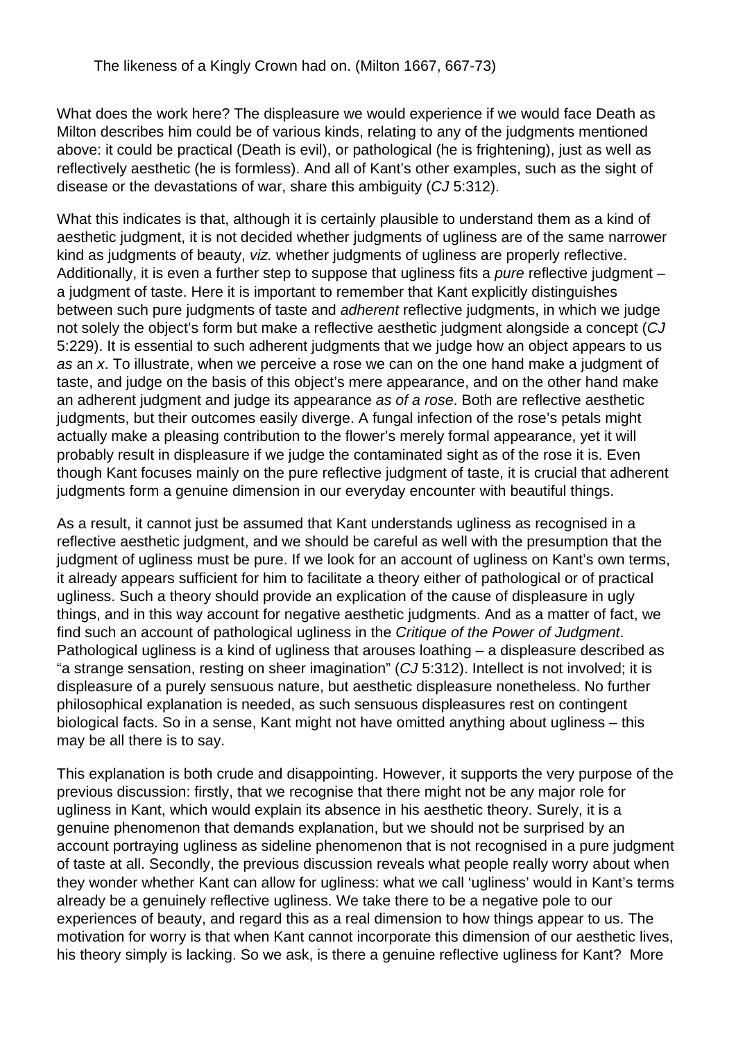The likeness of a Kingly Crown had on. (Milton 1667, 667-73)

What does the work here? The displeasure we would experience if we would face Death as Milton describes him could be of various kinds, relating to any of the judgments mentioned above: it could be practical (Death is evil), or pathological (he is frightening), just as well as reflectively aesthetic (he is formless). And all of Kant's other examples, such as the sight of disease or the devastations of war, share this ambiguity (*CJ* 5:312).

What this indicates is that, although it is certainly plausible to understand them as a kind of aesthetic judgment, it is not decided whether judgments of ugliness are of the same narrower kind as judgments of beauty, *viz.* whether judgments of ugliness are properly reflective. Additionally, it is even a further step to suppose that ugliness fits a *pure* reflective judgment – a judgment of taste. Here it is important to remember that Kant explicitly distinguishes between such pure judgments of taste and *adherent* reflective judgments, in which we judge not solely the object's form but make a reflective aesthetic judgment alongside a concept (*CJ* 5:229). It is essential to such adherent judgments that we judge how an object appears to us *as* an *x*. To illustrate, when we perceive a rose we can on the one hand make a judgment of taste, and judge on the basis of this object's mere appearance, and on the other hand make an adherent judgment and judge its appearance *as of a rose*. Both are reflective aesthetic judgments, but their outcomes easily diverge. A fungal infection of the rose's petals might actually make a pleasing contribution to the flower's merely formal appearance, yet it will probably result in displeasure if we judge the contaminated sight as of the rose it is. Even though Kant focuses mainly on the pure reflective judgment of taste, it is crucial that adherent judgments form a genuine dimension in our everyday encounter with beautiful things.

As a result, it cannot just be assumed that Kant understands ugliness as recognised in a reflective aesthetic judgment, and we should be careful as well with the presumption that the judgment of ugliness must be pure. If we look for an account of ugliness on Kant's own terms, it already appears sufficient for him to facilitate a theory either of pathological or of practical ugliness. Such a theory should provide an explication of the cause of displeasure in ugly things, and in this way account for negative aesthetic judgments. And as a matter of fact, we find such an account of pathological ugliness in the *Critique of the Power of Judgment*. Pathological ugliness is a kind of ugliness that arouses loathing – a displeasure described as "a strange sensation, resting on sheer imagination" (*CJ* 5:312). Intellect is not involved; it is displeasure of a purely sensuous nature, but aesthetic displeasure nonetheless. No further philosophical explanation is needed, as such sensuous displeasures rest on contingent biological facts. So in a sense, Kant might not have omitted anything about ugliness – this may be all there is to say.

This explanation is both crude and disappointing. However, it supports the very purpose of the previous discussion: firstly, that we recognise that there might not be any major role for ugliness in Kant, which would explain its absence in his aesthetic theory. Surely, it is a genuine phenomenon that demands explanation, but we should not be surprised by an account portraying ugliness as sideline phenomenon that is not recognised in a pure judgment of taste at all. Secondly, the previous discussion reveals what people really worry about when they wonder whether Kant can allow for ugliness: what we call 'ugliness' would in Kant's terms already be a genuinely reflective ugliness. We take there to be a negative pole to our experiences of beauty, and regard this as a real dimension to how things appear to us. The motivation for worry is that when Kant cannot incorporate this dimension of our aesthetic lives, his theory simply is lacking. So we ask, is there a genuine reflective ugliness for Kant? More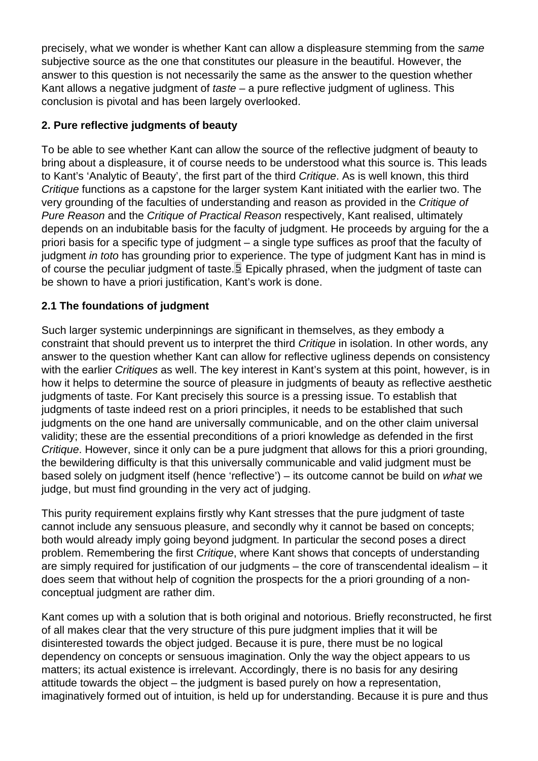precisely, what we wonder is whether Kant can allow a displeasure stemming from the *same* subjective source as the one that constitutes our pleasure in the beautiful. However, the answer to this question is not necessarily the same as the answer to the question whether Kant allows a negative judgment of *taste* – a pure reflective judgment of ugliness. This conclusion is pivotal and has been largely overlooked.

## 2. Pure reflective judgments of beauty

To be able to see whether Kant can allow the source of the reflective judgment of beauty to bring about a displeasure, it of course needs to be understood what this source is. This leads to Kant's 'Analytic of Beauty', the first part of the third *Critique*. As is well known, this third *Critique* functions as a capstone for the larger system Kant initiated with the earlier two. The very grounding of the faculties of understanding and reason as provided in the *Critique of Pure Reason* and the *Critique of Practical Reason* respectively, Kant realised, ultimately depends on an indubitable basis for the faculty of judgment. He proceeds by arguing for the a priori basis for a specific type of judgment – a single type suffices as proof that the faculty of judgment *in toto* has grounding prior to experience. The type of judgment Kant has in mind is of course the peculiar judgment of taste.[5] Epically phrased, when the judgment of taste can be shown to have a priori justification, Kant's work is done.

### 2.1 The foundations of judgment

Such larger systemic underpinnings are significant in themselves, as they embody a constraint that should prevent us to interpret the third *Critique* in isolation. In other words, any answer to the question whether Kant can allow for reflective ugliness depends on consistency with the earlier *Critiques* as well. The key interest in Kant's system at this point, however, is in how it helps to determine the source of pleasure in judgments of beauty as reflective aesthetic judgments of taste. For Kant precisely this source is a pressing issue. To establish that judgments of taste indeed rest on a priori principles, it needs to be established that such judgments on the one hand are universally communicable, and on the other claim universal validity; these are the essential preconditions of a priori knowledge as defended in the first *Critique*. However, since it only can be a pure judgment that allows for this a priori grounding, the bewildering difficulty is that this universally communicable and valid judgment must be based solely on judgment itself (hence 'reflective') – its outcome cannot be build on *what* we judge, but must find grounding in the very act of judging.

This purity requirement explains firstly why Kant stresses that the pure judgment of taste cannot include any sensuous pleasure, and secondly why it cannot be based on concepts; both would already imply going beyond judgment. In particular the second poses a direct problem. Remembering the first *Critique*, where Kant shows that concepts of understanding are simply required for justification of our judgments – the core of transcendental idealism – it does seem that without help of cognition the prospects for the a priori grounding of a non-conceptual judgment are rather dim.

Kant comes up with a solution that is both original and notorious. Briefly reconstructed, he first of all makes clear that the very structure of this pure judgment implies that it will be disinterested towards the object judged. Because it is pure, there must be no logical dependency on concepts or sensuous imagination. Only the way the object appears to us matters; its actual existence is irrelevant. Accordingly, there is no basis for any desiring attitude towards the object – the judgment is based purely on how a representation, imaginatively formed out of intuition, is held up for understanding. Because it is pure and thus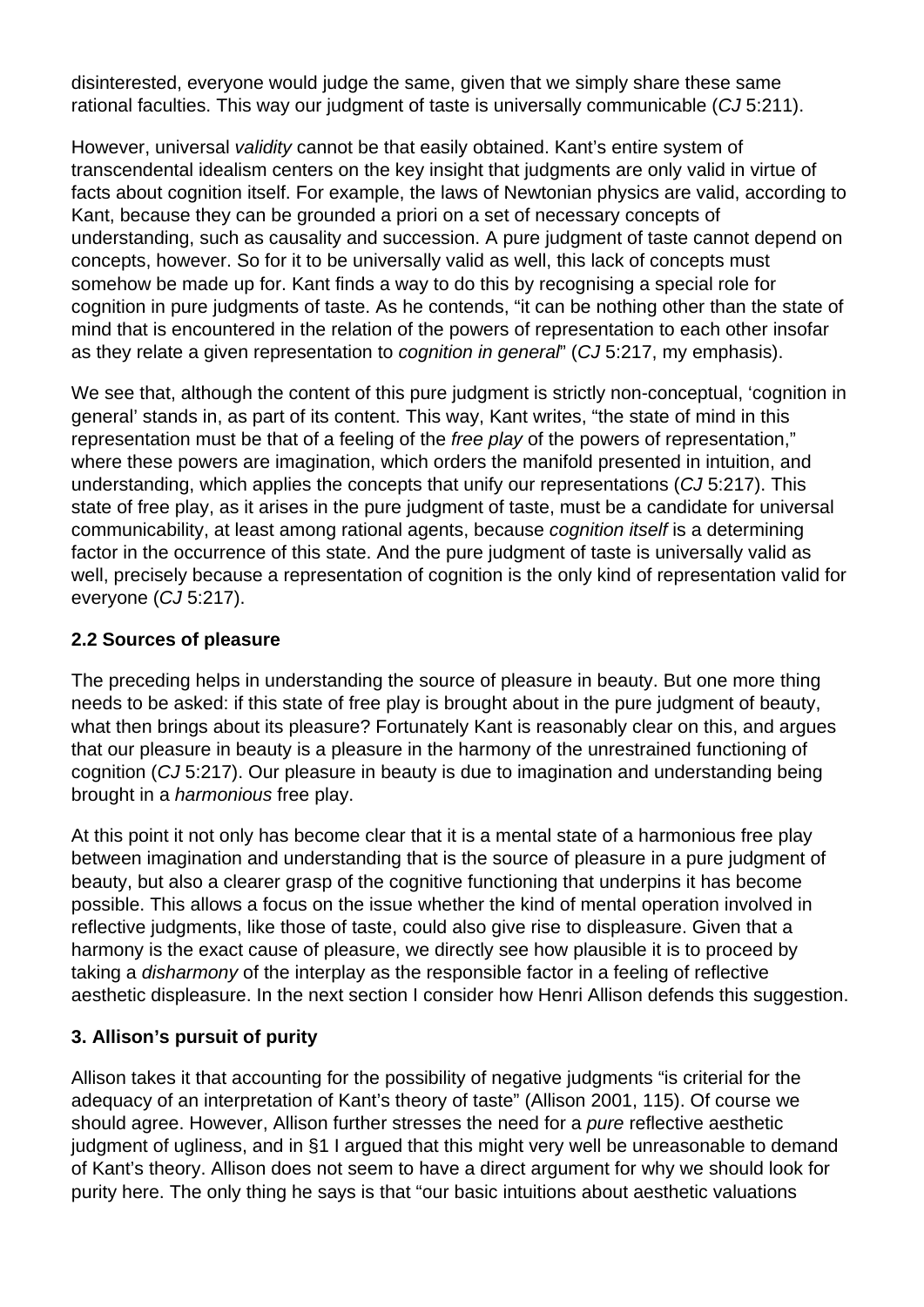disinterested, everyone would judge the same, given that we simply share these same rational faculties. This way our judgment of taste is universally communicable (*CJ* 5:211).

However, universal *validity* cannot be that easily obtained. Kant's entire system of transcendental idealism centers on the key insight that judgments are only valid in virtue of facts about cognition itself. For example, the laws of Newtonian physics are valid, according to Kant, because they can be grounded a priori on a set of necessary concepts of understanding, such as causality and succession. A pure judgment of taste cannot depend on concepts, however. So for it to be universally valid as well, this lack of concepts must somehow be made up for. Kant finds a way to do this by recognising a special role for cognition in pure judgments of taste. As he contends, "it can be nothing other than the state of mind that is encountered in the relation of the powers of representation to each other insofar as they relate a given representation to *cognition in general*" (*CJ* 5:217, my emphasis).

We see that, although the content of this pure judgment is strictly non-conceptual, 'cognition in general' stands in, as part of its content. This way, Kant writes, "the state of mind in this representation must be that of a feeling of the *free play* of the powers of representation," where these powers are imagination, which orders the manifold presented in intuition, and understanding, which applies the concepts that unify our representations (*CJ* 5:217). This state of free play, as it arises in the pure judgment of taste, must be a candidate for universal communicability, at least among rational agents, because *cognition itself* is a determining factor in the occurrence of this state. And the pure judgment of taste is universally valid as well, precisely because a representation of cognition is the only kind of representation valid for everyone (*CJ* 5:217).

### 2.2 Sources of pleasure

The preceding helps in understanding the source of pleasure in beauty. But one more thing needs to be asked: if this state of free play is brought about in the pure judgment of beauty, what then brings about its pleasure? Fortunately Kant is reasonably clear on this, and argues that our pleasure in beauty is a pleasure in the harmony of the unrestrained functioning of cognition (*CJ* 5:217). Our pleasure in beauty is due to imagination and understanding being brought in a *harmonious* free play.

At this point it not only has become clear that it is a mental state of a harmonious free play between imagination and understanding that is the source of pleasure in a pure judgment of beauty, but also a clearer grasp of the cognitive functioning that underpins it has become possible. This allows a focus on the issue whether the kind of mental operation involved in reflective judgments, like those of taste, could also give rise to displeasure. Given that a harmony is the exact cause of pleasure, we directly see how plausible it is to proceed by taking a *disharmony* of the interplay as the responsible factor in a feeling of reflective aesthetic displeasure. In the next section I consider how Henri Allison defends this suggestion.

## 3. Allison's pursuit of purity

Allison takes it that accounting for the possibility of negative judgments "is criterial for the adequacy of an interpretation of Kant's theory of taste" (Allison 2001, 115). Of course we should agree. However, Allison further stresses the need for a *pure* reflective aesthetic judgment of ugliness, and in §1 I argued that this might very well be unreasonable to demand of Kant's theory. Allison does not seem to have a direct argument for why we should look for purity here. The only thing he says is that "our basic intuitions about aesthetic valuations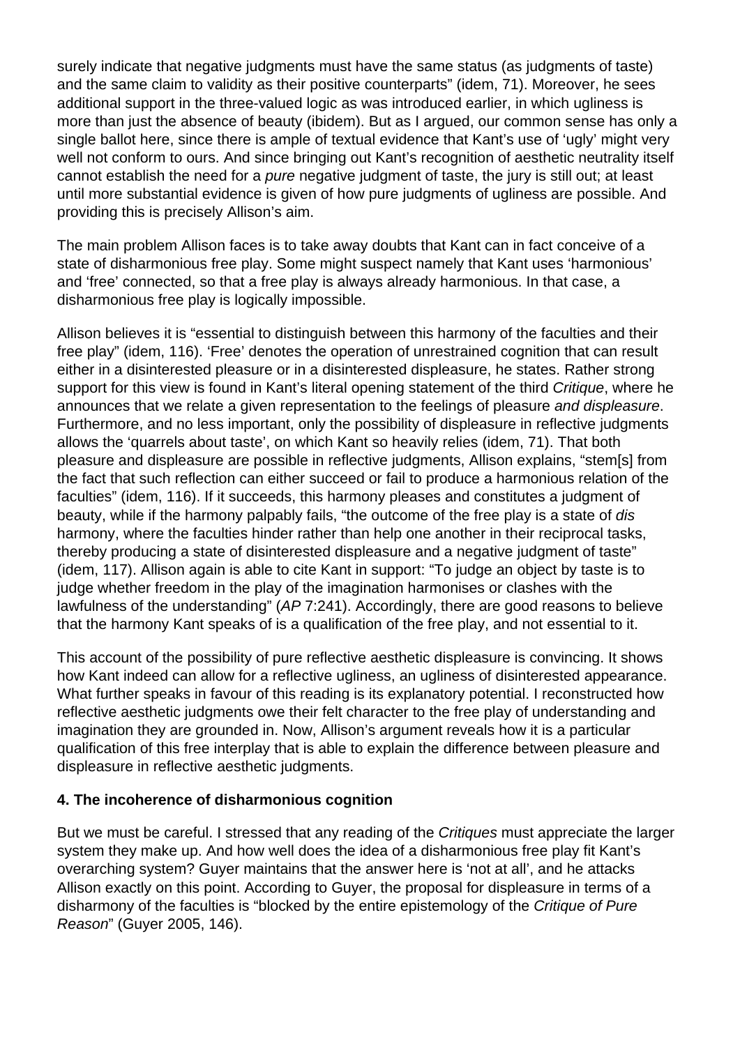surely indicate that negative judgments must have the same status (as judgments of taste) and the same claim to validity as their positive counterparts" (idem, 71). Moreover, he sees additional support in the three-valued logic as was introduced earlier, in which ugliness is more than just the absence of beauty (ibidem). But as I argued, our common sense has only a single ballot here, since there is ample of textual evidence that Kant's use of 'ugly' might very well not conform to ours. And since bringing out Kant's recognition of aesthetic neutrality itself cannot establish the need for a *pure* negative judgment of taste, the jury is still out; at least until more substantial evidence is given of how pure judgments of ugliness are possible. And providing this is precisely Allison's aim.

The main problem Allison faces is to take away doubts that Kant can in fact conceive of a state of disharmonious free play. Some might suspect namely that Kant uses 'harmonious' and 'free' connected, so that a free play is always already harmonious. In that case, a disharmonious free play is logically impossible.

Allison believes it is "essential to distinguish between this harmony of the faculties and their free play" (idem, 116). 'Free' denotes the operation of unrestrained cognition that can result either in a disinterested pleasure or in a disinterested displeasure, he states. Rather strong support for this view is found in Kant's literal opening statement of the third *Critique*, where he announces that we relate a given representation to the feelings of pleasure *and displeasure*. Furthermore, and no less important, only the possibility of displeasure in reflective judgments allows the 'quarrels about taste', on which Kant so heavily relies (idem, 71). That both pleasure and displeasure are possible in reflective judgments, Allison explains, "stem[s] from the fact that such reflection can either succeed or fail to produce a harmonious relation of the faculties" (idem, 116). If it succeeds, this harmony pleases and constitutes a judgment of beauty, while if the harmony palpably fails, "the outcome of the free play is a state of *dis* harmony, where the faculties hinder rather than help one another in their reciprocal tasks, thereby producing a state of disinterested displeasure and a negative judgment of taste" (idem, 117). Allison again is able to cite Kant in support: "To judge an object by taste is to judge whether freedom in the play of the imagination harmonises or clashes with the lawfulness of the understanding" (*AP* 7:241). Accordingly, there are good reasons to believe that the harmony Kant speaks of is a qualification of the free play, and not essential to it.

This account of the possibility of pure reflective aesthetic displeasure is convincing. It shows how Kant indeed can allow for a reflective ugliness, an ugliness of disinterested appearance. What further speaks in favour of this reading is its explanatory potential. I reconstructed how reflective aesthetic judgments owe their felt character to the free play of understanding and imagination they are grounded in. Now, Allison's argument reveals how it is a particular qualification of this free interplay that is able to explain the difference between pleasure and displeasure in reflective aesthetic judgments.

## 4. The incoherence of disharmonious cognition

But we must be careful. I stressed that any reading of the *Critiques* must appreciate the larger system they make up. And how well does the idea of a disharmonious free play fit Kant's overarching system? Guyer maintains that the answer here is 'not at all', and he attacks Allison exactly on this point. According to Guyer, the proposal for displeasure in terms of a disharmony of the faculties is "blocked by the entire epistemology of the *Critique of Pure Reason*" (Guyer 2005, 146).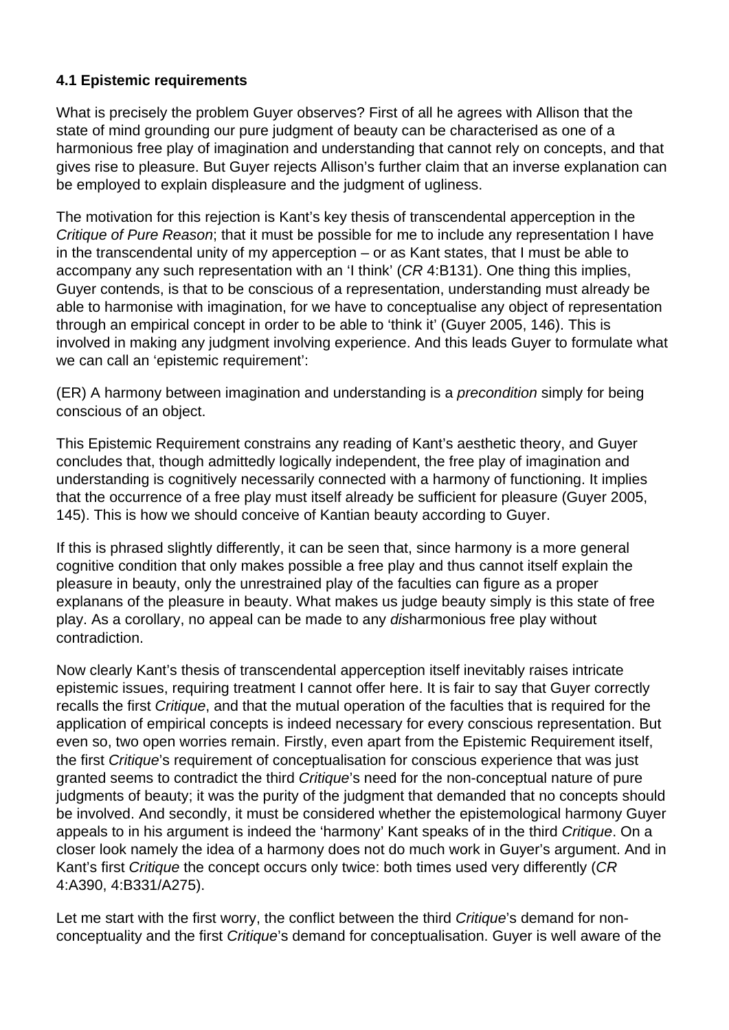### 4.1 Epistemic requirements

What is precisely the problem Guyer observes? First of all he agrees with Allison that the state of mind grounding our pure judgment of beauty can be characterised as one of a harmonious free play of imagination and understanding that cannot rely on concepts, and that gives rise to pleasure. But Guyer rejects Allison's further claim that an inverse explanation can be employed to explain displeasure and the judgment of ugliness.

The motivation for this rejection is Kant's key thesis of transcendental apperception in the *Critique of Pure Reason*; that it must be possible for me to include any representation I have in the transcendental unity of my apperception – or as Kant states, that I must be able to accompany any such representation with an 'I think' (*CR* 4:B131). One thing this implies, Guyer contends, is that to be conscious of a representation, understanding must already be able to harmonise with imagination, for we have to conceptualise any object of representation through an empirical concept in order to be able to 'think it' (Guyer 2005, 146). This is involved in making any judgment involving experience. And this leads Guyer to formulate what we can call an 'epistemic requirement':

(ER) A harmony between imagination and understanding is a *precondition* simply for being conscious of an object.

This Epistemic Requirement constrains any reading of Kant's aesthetic theory, and Guyer concludes that, though admittedly logically independent, the free play of imagination and understanding is cognitively necessarily connected with a harmony of functioning. It implies that the occurrence of a free play must itself already be sufficient for pleasure (Guyer 2005, 145). This is how we should conceive of Kantian beauty according to Guyer.

If this is phrased slightly differently, it can be seen that, since harmony is a more general cognitive condition that only makes possible a free play and thus cannot itself explain the pleasure in beauty, only the unrestrained play of the faculties can figure as a proper explanans of the pleasure in beauty. What makes us judge beauty simply is this state of free play. As a corollary, no appeal can be made to any *dis*harmonious free play without contradiction.

Now clearly Kant's thesis of transcendental apperception itself inevitably raises intricate epistemic issues, requiring treatment I cannot offer here. It is fair to say that Guyer correctly recalls the first *Critique*, and that the mutual operation of the faculties that is required for the application of empirical concepts is indeed necessary for every conscious representation. But even so, two open worries remain. Firstly, even apart from the Epistemic Requirement itself, the first *Critique*'s requirement of conceptualisation for conscious experience that was just granted seems to contradict the third *Critique*'s need for the non-conceptual nature of pure judgments of beauty; it was the purity of the judgment that demanded that no concepts should be involved. And secondly, it must be considered whether the epistemological harmony Guyer appeals to in his argument is indeed the 'harmony' Kant speaks of in the third *Critique*. On a closer look namely the idea of a harmony does not do much work in Guyer's argument. And in Kant's first *Critique* the concept occurs only twice: both times used very differently (*CR* 4:A390, 4:B331/A275).

Let me start with the first worry, the conflict between the third *Critique*'s demand for non-conceptuality and the first *Critique*'s demand for conceptualisation. Guyer is well aware of the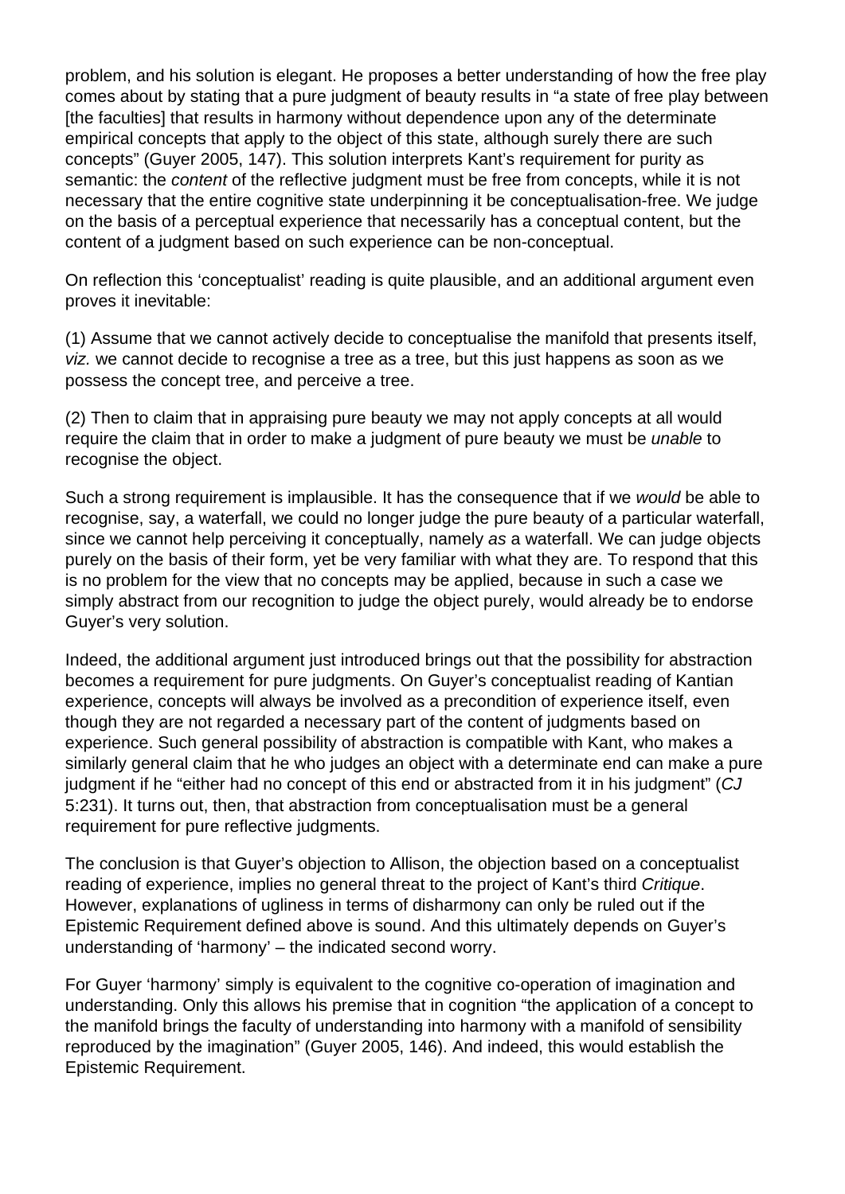problem, and his solution is elegant. He proposes a better understanding of how the free play comes about by stating that a pure judgment of beauty results in "a state of free play between [the faculties] that results in harmony without dependence upon any of the determinate empirical concepts that apply to the object of this state, although surely there are such concepts" (Guyer 2005, 147). This solution interprets Kant's requirement for purity as semantic: the *content* of the reflective judgment must be free from concepts, while it is not necessary that the entire cognitive state underpinning it be conceptualisation-free. We judge on the basis of a perceptual experience that necessarily has a conceptual content, but the content of a judgment based on such experience can be non-conceptual.

On reflection this 'conceptualist' reading is quite plausible, and an additional argument even proves it inevitable:

(1) Assume that we cannot actively decide to conceptualise the manifold that presents itself, *viz.* we cannot decide to recognise a tree as a tree, but this just happens as soon as we possess the concept tree, and perceive a tree.

(2) Then to claim that in appraising pure beauty we may not apply concepts at all would require the claim that in order to make a judgment of pure beauty we must be *unable* to recognise the object.

Such a strong requirement is implausible. It has the consequence that if we *would* be able to recognise, say, a waterfall, we could no longer judge the pure beauty of a particular waterfall, since we cannot help perceiving it conceptually, namely *as* a waterfall. We can judge objects purely on the basis of their form, yet be very familiar with what they are. To respond that this is no problem for the view that no concepts may be applied, because in such a case we simply abstract from our recognition to judge the object purely, would already be to endorse Guyer's very solution.

Indeed, the additional argument just introduced brings out that the possibility for abstraction becomes a requirement for pure judgments. On Guyer's conceptualist reading of Kantian experience, concepts will always be involved as a precondition of experience itself, even though they are not regarded a necessary part of the content of judgments based on experience. Such general possibility of abstraction is compatible with Kant, who makes a similarly general claim that he who judges an object with a determinate end can make a pure judgment if he "either had no concept of this end or abstracted from it in his judgment" (*CJ* 5:231). It turns out, then, that abstraction from conceptualisation must be a general requirement for pure reflective judgments.

The conclusion is that Guyer's objection to Allison, the objection based on a conceptualist reading of experience, implies no general threat to the project of Kant's third *Critique*. However, explanations of ugliness in terms of disharmony can only be ruled out if the Epistemic Requirement defined above is sound. And this ultimately depends on Guyer's understanding of 'harmony' – the indicated second worry.

For Guyer 'harmony' simply is equivalent to the cognitive co-operation of imagination and understanding. Only this allows his premise that in cognition "the application of a concept to the manifold brings the faculty of understanding into harmony with a manifold of sensibility reproduced by the imagination" (Guyer 2005, 146). And indeed, this would establish the Epistemic Requirement.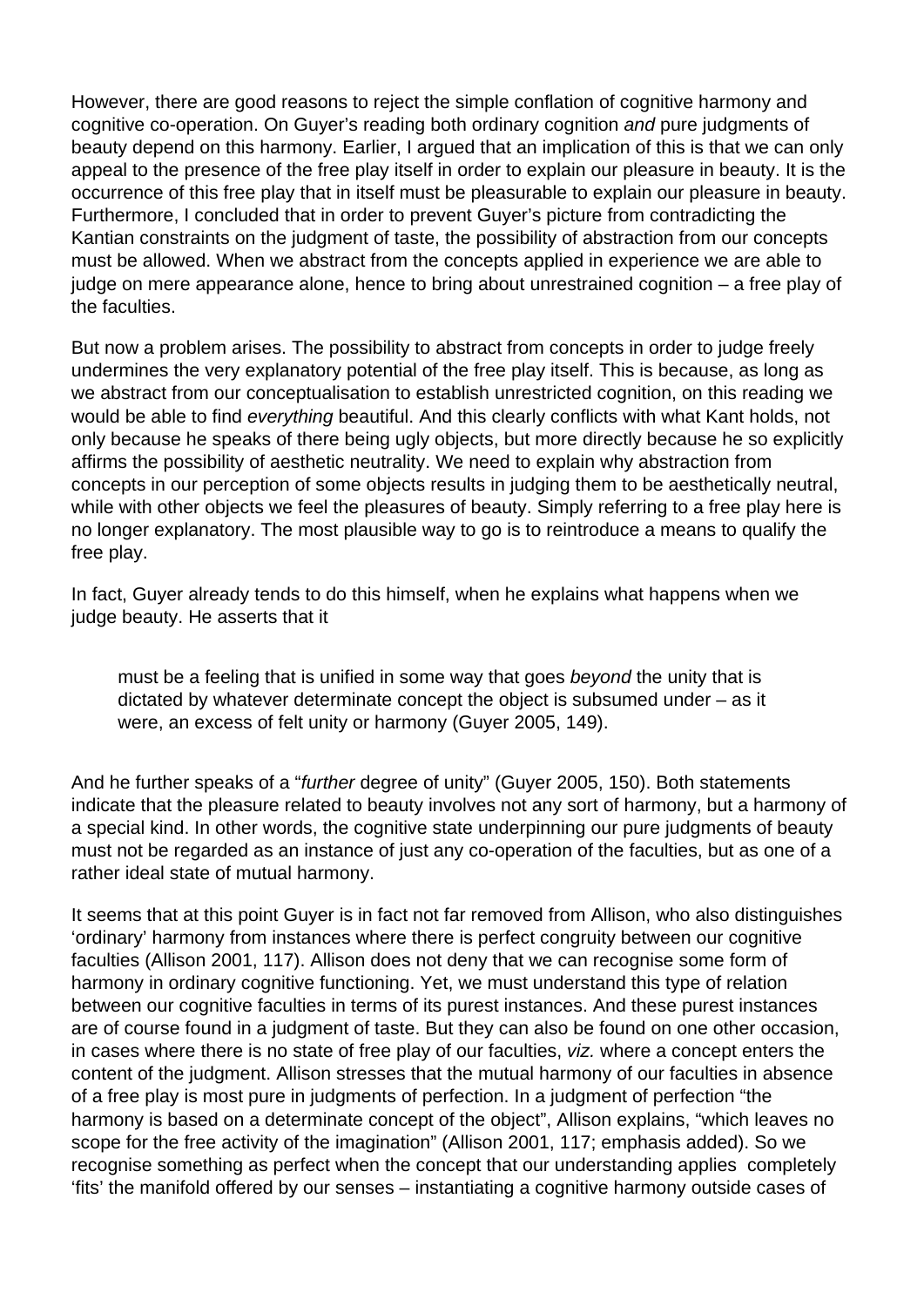However, there are good reasons to reject the simple conflation of cognitive harmony and cognitive co-operation. On Guyer's reading both ordinary cognition *and* pure judgments of beauty depend on this harmony. Earlier, I argued that an implication of this is that we can only appeal to the presence of the free play itself in order to explain our pleasure in beauty. It is the occurrence of this free play that in itself must be pleasurable to explain our pleasure in beauty. Furthermore, I concluded that in order to prevent Guyer's picture from contradicting the Kantian constraints on the judgment of taste, the possibility of abstraction from our concepts must be allowed. When we abstract from the concepts applied in experience we are able to judge on mere appearance alone, hence to bring about unrestrained cognition – a free play of the faculties.

But now a problem arises. The possibility to abstract from concepts in order to judge freely undermines the very explanatory potential of the free play itself. This is because, as long as we abstract from our conceptualisation to establish unrestricted cognition, on this reading we would be able to find *everything* beautiful. And this clearly conflicts with what Kant holds, not only because he speaks of there being ugly objects, but more directly because he so explicitly affirms the possibility of aesthetic neutrality. We need to explain why abstraction from concepts in our perception of some objects results in judging them to be aesthetically neutral, while with other objects we feel the pleasures of beauty. Simply referring to a free play here is no longer explanatory. The most plausible way to go is to reintroduce a means to qualify the free play.

In fact, Guyer already tends to do this himself, when he explains what happens when we judge beauty. He asserts that it

> must be a feeling that is unified in some way that goes *beyond* the unity that is dictated by whatever determinate concept the object is subsumed under – as it were, an excess of felt unity or harmony (Guyer 2005, 149).

And he further speaks of a "*further* degree of unity" (Guyer 2005, 150). Both statements indicate that the pleasure related to beauty involves not any sort of harmony, but a harmony of a special kind. In other words, the cognitive state underpinning our pure judgments of beauty must not be regarded as an instance of just any co-operation of the faculties, but as one of a rather ideal state of mutual harmony.

It seems that at this point Guyer is in fact not far removed from Allison, who also distinguishes 'ordinary' harmony from instances where there is perfect congruity between our cognitive faculties (Allison 2001, 117). Allison does not deny that we can recognise some form of harmony in ordinary cognitive functioning. Yet, we must understand this type of relation between our cognitive faculties in terms of its purest instances. And these purest instances are of course found in a judgment of taste. But they can also be found on one other occasion, in cases where there is no state of free play of our faculties, *viz.* where a concept enters the content of the judgment. Allison stresses that the mutual harmony of our faculties in absence of a free play is most pure in judgments of perfection. In a judgment of perfection "the harmony is based on a determinate concept of the object", Allison explains, "which leaves no scope for the free activity of the imagination" (Allison 2001, 117; emphasis added). So we recognise something as perfect when the concept that our understanding applies completely 'fits' the manifold offered by our senses – instantiating a cognitive harmony outside cases of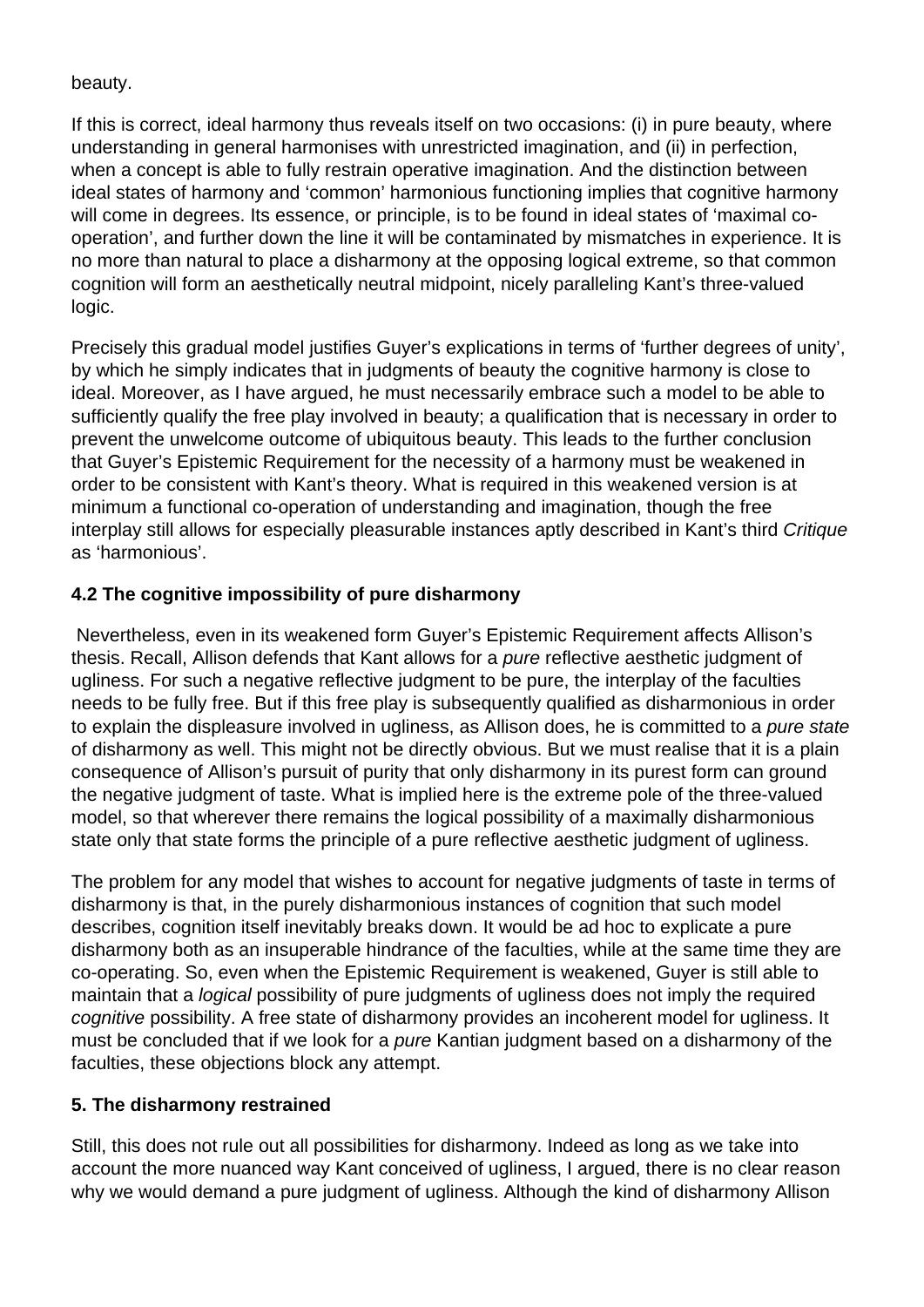beauty.

If this is correct, ideal harmony thus reveals itself on two occasions: (i) in pure beauty, where understanding in general harmonises with unrestricted imagination, and (ii) in perfection, when a concept is able to fully restrain operative imagination. And the distinction between ideal states of harmony and 'common' harmonious functioning implies that cognitive harmony will come in degrees. Its essence, or principle, is to be found in ideal states of 'maximal co-operation', and further down the line it will be contaminated by mismatches in experience. It is no more than natural to place a disharmony at the opposing logical extreme, so that common cognition will form an aesthetically neutral midpoint, nicely paralleling Kant's three-valued logic.

Precisely this gradual model justifies Guyer's explications in terms of 'further degrees of unity', by which he simply indicates that in judgments of beauty the cognitive harmony is close to ideal. Moreover, as I have argued, he must necessarily embrace such a model to be able to sufficiently qualify the free play involved in beauty; a qualification that is necessary in order to prevent the unwelcome outcome of ubiquitous beauty. This leads to the further conclusion that Guyer's Epistemic Requirement for the necessity of a harmony must be weakened in order to be consistent with Kant's theory. What is required in this weakened version is at minimum a functional co-operation of understanding and imagination, though the free interplay still allows for especially pleasurable instances aptly described in Kant's third *Critique* as 'harmonious'.

### 4.2 The cognitive impossibility of pure disharmony

Nevertheless, even in its weakened form Guyer's Epistemic Requirement affects Allison's thesis. Recall, Allison defends that Kant allows for a *pure* reflective aesthetic judgment of ugliness. For such a negative reflective judgment to be pure, the interplay of the faculties needs to be fully free. But if this free play is subsequently qualified as disharmonious in order to explain the displeasure involved in ugliness, as Allison does, he is committed to a *pure state* of disharmony as well. This might not be directly obvious. But we must realise that it is a plain consequence of Allison's pursuit of purity that only disharmony in its purest form can ground the negative judgment of taste. What is implied here is the extreme pole of the three-valued model, so that wherever there remains the logical possibility of a maximally disharmonious state only that state forms the principle of a pure reflective aesthetic judgment of ugliness.

The problem for any model that wishes to account for negative judgments of taste in terms of disharmony is that, in the purely disharmonious instances of cognition that such model describes, cognition itself inevitably breaks down. It would be ad hoc to explicate a pure disharmony both as an insuperable hindrance of the faculties, while at the same time they are co-operating. So, even when the Epistemic Requirement is weakened, Guyer is still able to maintain that a *logical* possibility of pure judgments of ugliness does not imply the required *cognitive* possibility. A free state of disharmony provides an incoherent model for ugliness. It must be concluded that if we look for a *pure* Kantian judgment based on a disharmony of the faculties, these objections block any attempt.

## 5. The disharmony restrained

Still, this does not rule out all possibilities for disharmony. Indeed as long as we take into account the more nuanced way Kant conceived of ugliness, I argued, there is no clear reason why we would demand a pure judgment of ugliness. Although the kind of disharmony Allison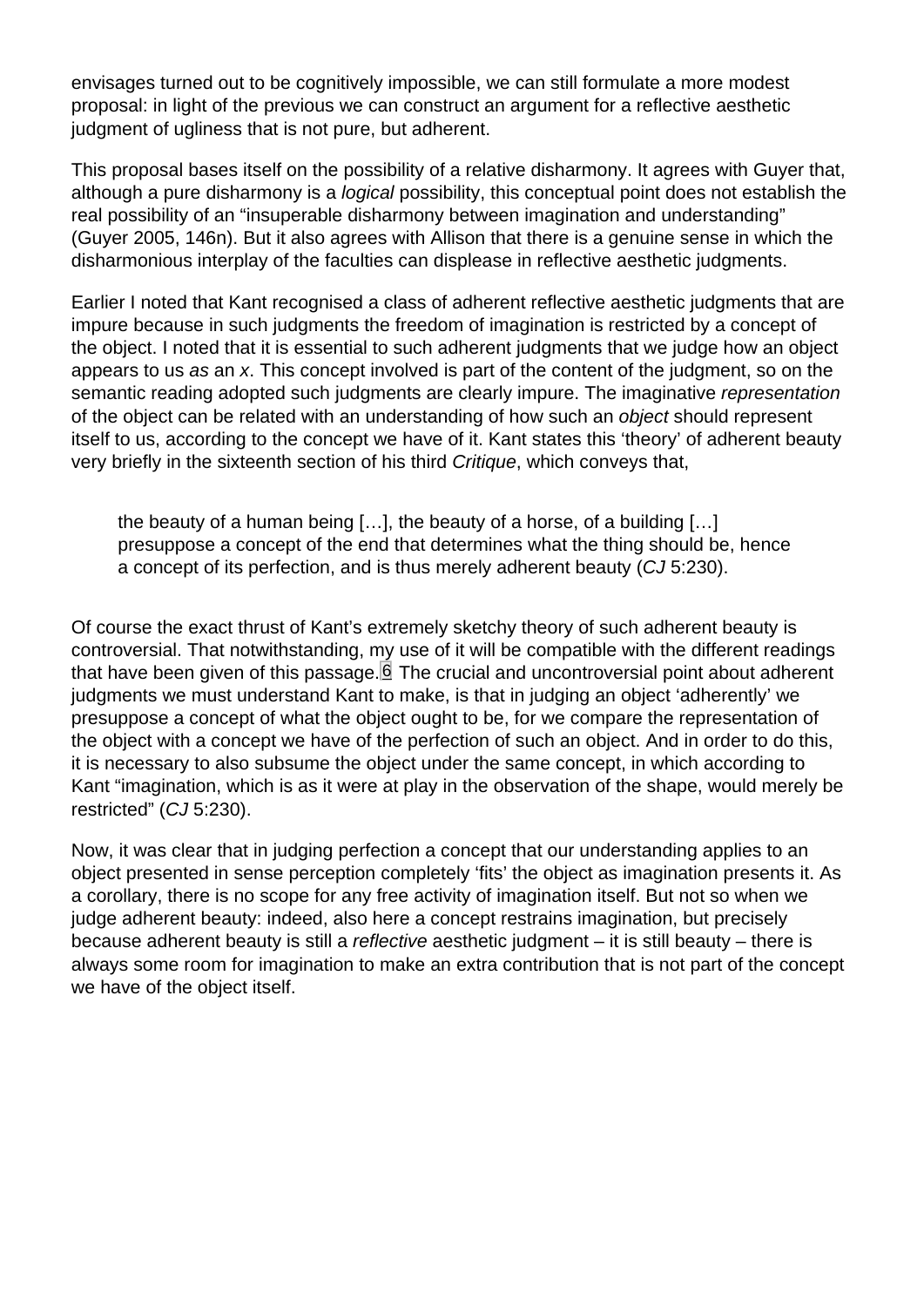envisages turned out to be cognitively impossible, we can still formulate a more modest proposal: in light of the previous we can construct an argument for a reflective aesthetic judgment of ugliness that is not pure, but adherent.

This proposal bases itself on the possibility of a relative disharmony. It agrees with Guyer that, although a pure disharmony is a *logical* possibility, this conceptual point does not establish the real possibility of an "insuperable disharmony between imagination and understanding" (Guyer 2005, 146n). But it also agrees with Allison that there is a genuine sense in which the disharmonious interplay of the faculties can displease in reflective aesthetic judgments.

Earlier I noted that Kant recognised a class of adherent reflective aesthetic judgments that are impure because in such judgments the freedom of imagination is restricted by a concept of the object. I noted that it is essential to such adherent judgments that we judge how an object appears to us *as* an *x*. This concept involved is part of the content of the judgment, so on the semantic reading adopted such judgments are clearly impure. The imaginative *representation* of the object can be related with an understanding of how such an *object* should represent itself to us, according to the concept we have of it. Kant states this 'theory' of adherent beauty very briefly in the sixteenth section of his third *Critique*, which conveys that,

> the beauty of a human being […], the beauty of a horse, of a building […] presuppose a concept of the end that determines what the thing should be, hence a concept of its perfection, and is thus merely adherent beauty (*CJ* 5:230).

Of course the exact thrust of Kant's extremely sketchy theory of such adherent beauty is controversial. That notwithstanding, my use of it will be compatible with the different readings that have been given of this passage.[6] The crucial and uncontroversial point about adherent judgments we must understand Kant to make, is that in judging an object 'adherently' we presuppose a concept of what the object ought to be, for we compare the representation of the object with a concept we have of the perfection of such an object. And in order to do this, it is necessary to also subsume the object under the same concept, in which according to Kant "imagination, which is as it were at play in the observation of the shape, would merely be restricted" (*CJ* 5:230).

Now, it was clear that in judging perfection a concept that our understanding applies to an object presented in sense perception completely 'fits' the object as imagination presents it. As a corollary, there is no scope for any free activity of imagination itself. But not so when we judge adherent beauty: indeed, also here a concept restrains imagination, but precisely because adherent beauty is still a *reflective* aesthetic judgment – it is still beauty – there is always some room for imagination to make an extra contribution that is not part of the concept we have of the object itself.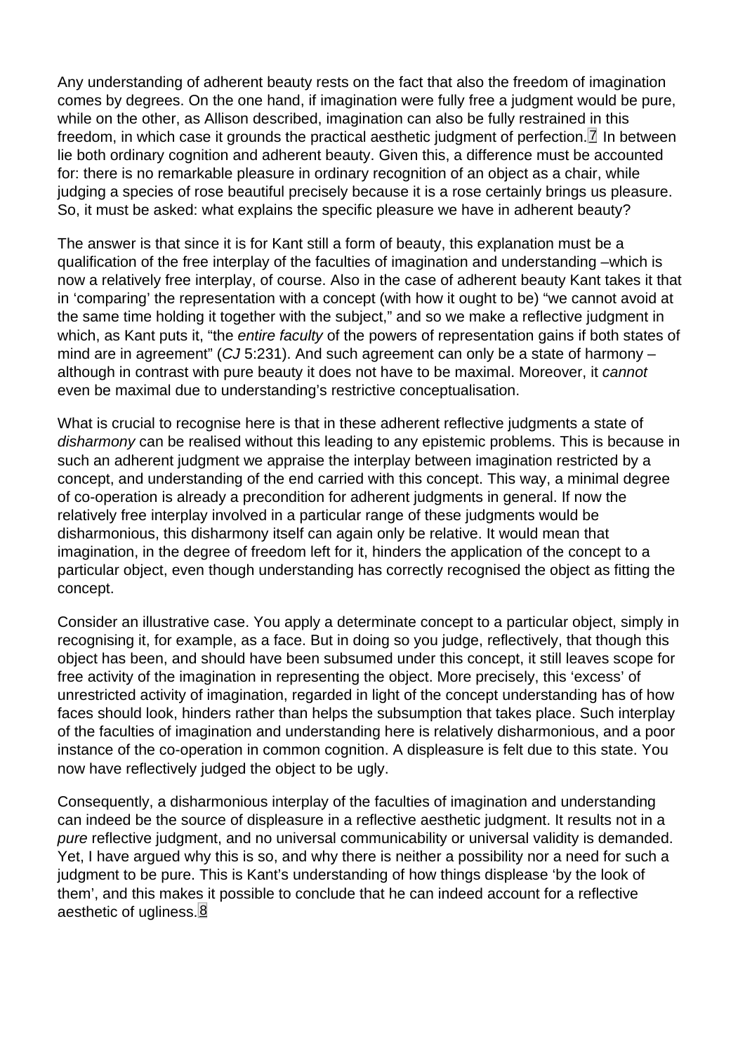Any understanding of adherent beauty rests on the fact that also the freedom of imagination comes by degrees. On the one hand, if imagination were fully free a judgment would be pure, while on the other, as Allison described, imagination can also be fully restrained in this freedom, in which case it grounds the practical aesthetic judgment of perfection.[7] In between lie both ordinary cognition and adherent beauty. Given this, a difference must be accounted for: there is no remarkable pleasure in ordinary recognition of an object as a chair, while judging a species of rose beautiful precisely because it is a rose certainly brings us pleasure. So, it must be asked: what explains the specific pleasure we have in adherent beauty?

The answer is that since it is for Kant still a form of beauty, this explanation must be a qualification of the free interplay of the faculties of imagination and understanding –which is now a relatively free interplay, of course. Also in the case of adherent beauty Kant takes it that in 'comparing' the representation with a concept (with how it ought to be) "we cannot avoid at the same time holding it together with the subject," and so we make a reflective judgment in which, as Kant puts it, "the *entire faculty* of the powers of representation gains if both states of mind are in agreement" (*CJ* 5:231). And such agreement can only be a state of harmony – although in contrast with pure beauty it does not have to be maximal. Moreover, it *cannot* even be maximal due to understanding's restrictive conceptualisation.

What is crucial to recognise here is that in these adherent reflective judgments a state of *disharmony* can be realised without this leading to any epistemic problems. This is because in such an adherent judgment we appraise the interplay between imagination restricted by a concept, and understanding of the end carried with this concept. This way, a minimal degree of co-operation is already a precondition for adherent judgments in general. If now the relatively free interplay involved in a particular range of these judgments would be disharmonious, this disharmony itself can again only be relative. It would mean that imagination, in the degree of freedom left for it, hinders the application of the concept to a particular object, even though understanding has correctly recognised the object as fitting the concept.

Consider an illustrative case. You apply a determinate concept to a particular object, simply in recognising it, for example, as a face. But in doing so you judge, reflectively, that though this object has been, and should have been subsumed under this concept, it still leaves scope for free activity of the imagination in representing the object. More precisely, this 'excess' of unrestricted activity of imagination, regarded in light of the concept understanding has of how faces should look, hinders rather than helps the subsumption that takes place. Such interplay of the faculties of imagination and understanding here is relatively disharmonious, and a poor instance of the co-operation in common cognition. A displeasure is felt due to this state. You now have reflectively judged the object to be ugly.

Consequently, a disharmonious interplay of the faculties of imagination and understanding can indeed be the source of displeasure in a reflective aesthetic judgment. It results not in a *pure* reflective judgment, and no universal communicability or universal validity is demanded. Yet, I have argued why this is so, and why there is neither a possibility nor a need for such a judgment to be pure. This is Kant's understanding of how things displease 'by the look of them', and this makes it possible to conclude that he can indeed account for a reflective aesthetic of ugliness.[8]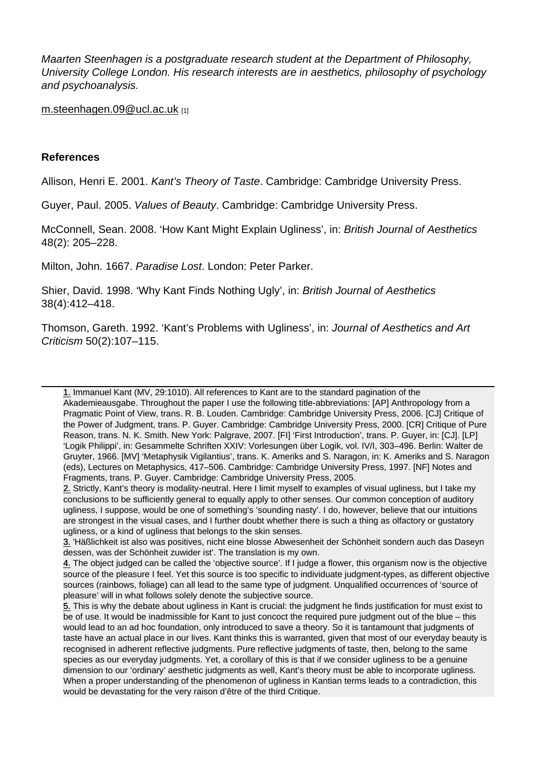*Maarten Steenhagen is a postgraduate research student at the Department of Philosophy, University College London. His research interests are in aesthetics, philosophy of psychology and psychoanalysis.*

m.steenhagen.09@ucl.ac.uk [1]

**References**

Allison, Henri E. 2001. *Kant's Theory of Taste*. Cambridge: Cambridge University Press.

Guyer, Paul. 2005. *Values of Beauty*. Cambridge: Cambridge University Press.

McConnell, Sean. 2008. 'How Kant Might Explain Ugliness', in: *British Journal of Aesthetics* 48(2): 205–228.

Milton, John. 1667. *Paradise Lost*. London: Peter Parker.

Shier, David. 1998. 'Why Kant Finds Nothing Ugly', in: *British Journal of Aesthetics* 38(4):412–418.

Thomson, Gareth. 1992. 'Kant's Problems with Ugliness', in: *Journal of Aesthetics and Art Criticism* 50(2):107–115.

---

1. Immanuel Kant (MV, 29:1010). All references to Kant are to the standard pagination of the Akademieausgabe. Throughout the paper I use the following title-abbreviations: [AP] Anthropology from a Pragmatic Point of View, trans. R. B. Louden. Cambridge: Cambridge University Press, 2006. [CJ] Critique of the Power of Judgment, trans. P. Guyer. Cambridge: Cambridge University Press, 2000. [CR] Critique of Pure Reason, trans. N. K. Smith. New York: Palgrave, 2007. [FI] 'First Introduction', trans. P. Guyer, in: [CJ]. [LP] 'Logik Philippi', in: Gesammelte Schriften XXIV: Vorlesungen über Logik, vol. IV/I, 303–496. Berlin: Walter de Gruyter, 1966. [MV] 'Metaphysik Vigilantius', trans. K. Ameriks and S. Naragon, in: K. Ameriks and S. Naragon (eds), Lectures on Metaphysics, 417–506. Cambridge: Cambridge University Press, 1997. [NF] Notes and Fragments, trans. P. Guyer. Cambridge: Cambridge University Press, 2005.
2. Strictly, Kant's theory is modality-neutral. Here I limit myself to examples of visual ugliness, but I take my conclusions to be sufficiently general to equally apply to other senses. Our common conception of auditory ugliness, I suppose, would be one of something's 'sounding nasty'. I do, however, believe that our intuitions are strongest in the visual cases, and I further doubt whether there is such a thing as olfactory or gustatory ugliness, or a kind of ugliness that belongs to the skin senses.
3. 'Häßlichkeit ist also was positives, nicht eine blosse Abwesenheit der Schönheit sondern auch das Daseyn dessen, was der Schönheit zuwider ist'. The translation is my own.
4. The object judged can be called the 'objective source'. If I judge a flower, this organism now is the objective source of the pleasure I feel. Yet this source is too specific to individuate judgment-types, as different objective sources (rainbows, foliage) can all lead to the same type of judgment. Unqualified occurrences of 'source of pleasure' will in what follows solely denote the subjective source.
5. This is why the debate about ugliness in Kant is crucial: the judgment he finds justification for must exist to be of use. It would be inadmissible for Kant to just concoct the required pure judgment out of the blue – this would lead to an ad hoc foundation, only introduced to save a theory. So it is tantamount that judgments of taste have an actual place in our lives. Kant thinks this is warranted, given that most of our everyday beauty is recognised in adherent reflective judgments. Pure reflective judgments of taste, then, belong to the same species as our everyday judgments. Yet, a corollary of this is that if we consider ugliness to be a genuine dimension to our 'ordinary' aesthetic judgments as well, Kant's theory must be able to incorporate ugliness. When a proper understanding of the phenomenon of ugliness in Kantian terms leads to a contradiction, this would be devastating for the very raison d'être of the third Critique.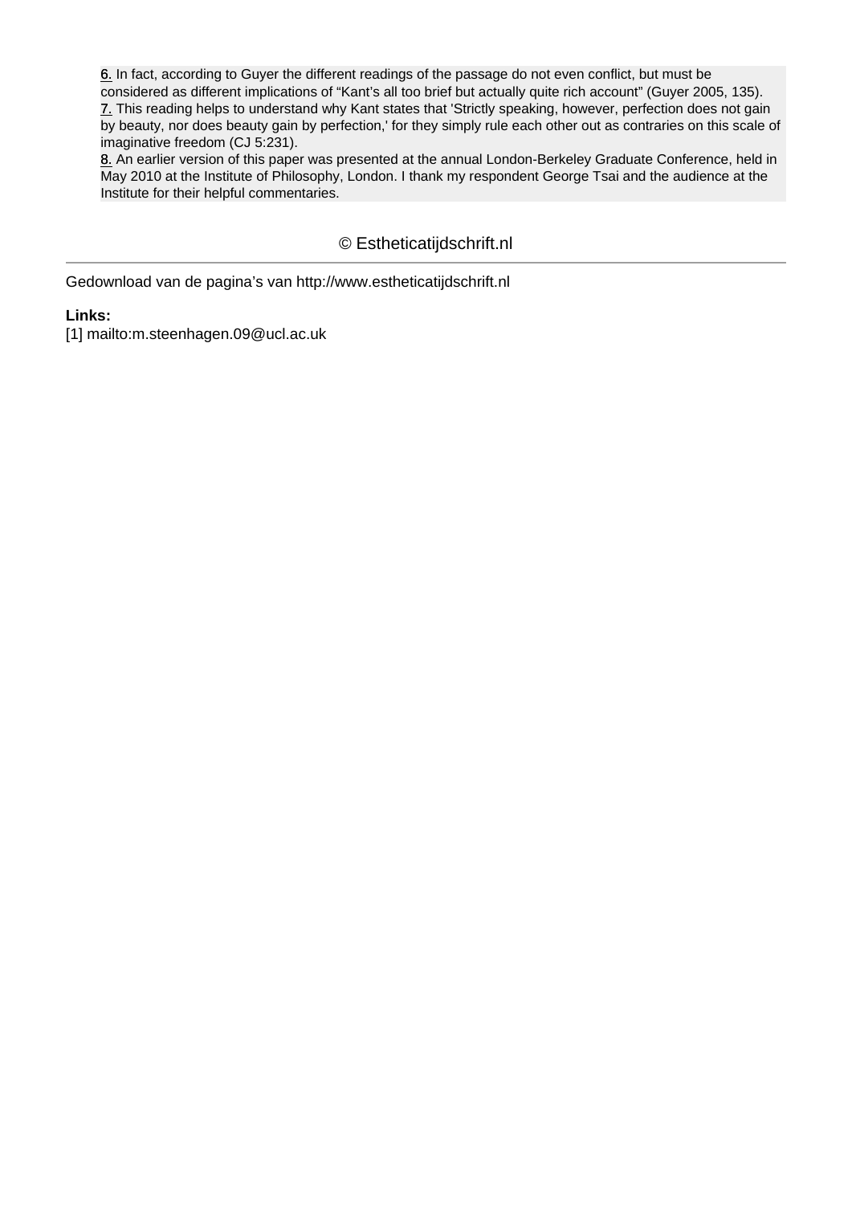6. In fact, according to Guyer the different readings of the passage do not even conflict, but must be considered as different implications of “Kant’s all too brief but actually quite rich account” (Guyer 2005, 135).
7. This reading helps to understand why Kant states that 'Strictly speaking, however, perfection does not gain by beauty, nor does beauty gain by perfection,' for they simply rule each other out as contraries on this scale of imaginative freedom (CJ 5:231).
8. An earlier version of this paper was presented at the annual London-Berkeley Graduate Conference, held in May 2010 at the Institute of Philosophy, London. I thank my respondent George Tsai and the audience at the Institute for their helpful commentaries.

© Estheticatijdschrift.nl

Gedownload van de pagina’s van http://www.estheticatijdschrift.nl

**Links:**
[1] mailto:m.steenhagen.09@ucl.ac.uk